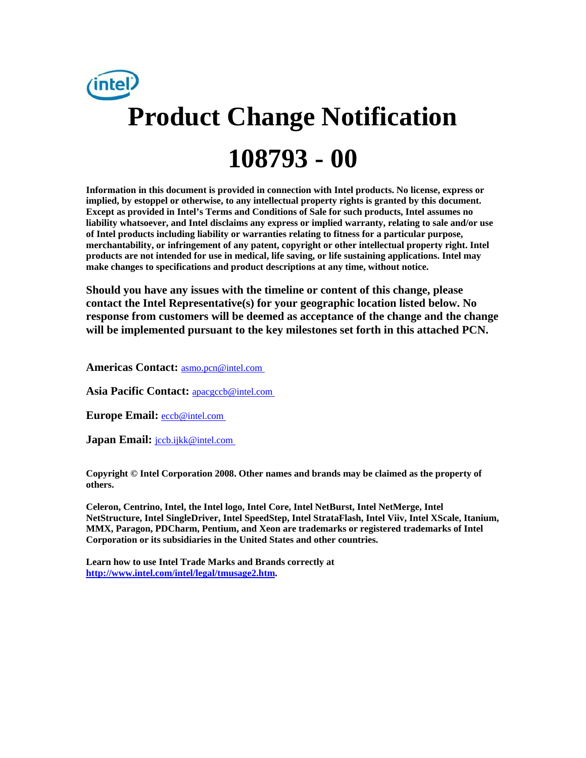# Product Change Notification

# 108793 - 00

**Information in this document is provided in connection with Intel products. No license, express or implied, by estoppel or otherwise, to any intellectual property rights is granted by this document. Except as provided in Intel's Terms and Conditions of Sale for such products, Intel assumes no liability whatsoever, and Intel disclaims any express or implied warranty, relating to sale and/or use of Intel products including liability or warranties relating to fitness for a particular purpose, merchantability, or infringement of any patent, copyright or other intellectual property right. Intel products are not intended for use in medical, life saving, or life sustaining applications. Intel may make changes to specifications and product descriptions at any time, without notice.**

**Should you have any issues with the timeline or content of this change, please contact the Intel Representative(s) for your geographic location listed below. No response from customers will be deemed as acceptance of the change and the change will be implemented pursuant to the key milestones set forth in this attached PCN.**

**Americas Contact:** asmo.pcn@intel.com

**Asia Pacific Contact:** apacgccb@intel.com

**Europe Email:** eccb@intel.com

**Japan Email:** jccb.ijkk@intel.com

**Copyright © Intel Corporation 2008. Other names and brands may be claimed as the property of others.**

**Celeron, Centrino, Intel, the Intel logo, Intel Core, Intel NetBurst, Intel NetMerge, Intel NetStructure, Intel SingleDriver, Intel SpeedStep, Intel StrataFlash, Intel Viiv, Intel XScale, Itanium, MMX, Paragon, PDCharm, Pentium, and Xeon are trademarks or registered trademarks of Intel Corporation or its subsidiaries in the United States and other countries.**

**Learn how to use Intel Trade Marks and Brands correctly at [http://www.intel.com/intel/legal/tmusage2.htm](http://www.intel.com/intel/legal/tmusage2.htm).**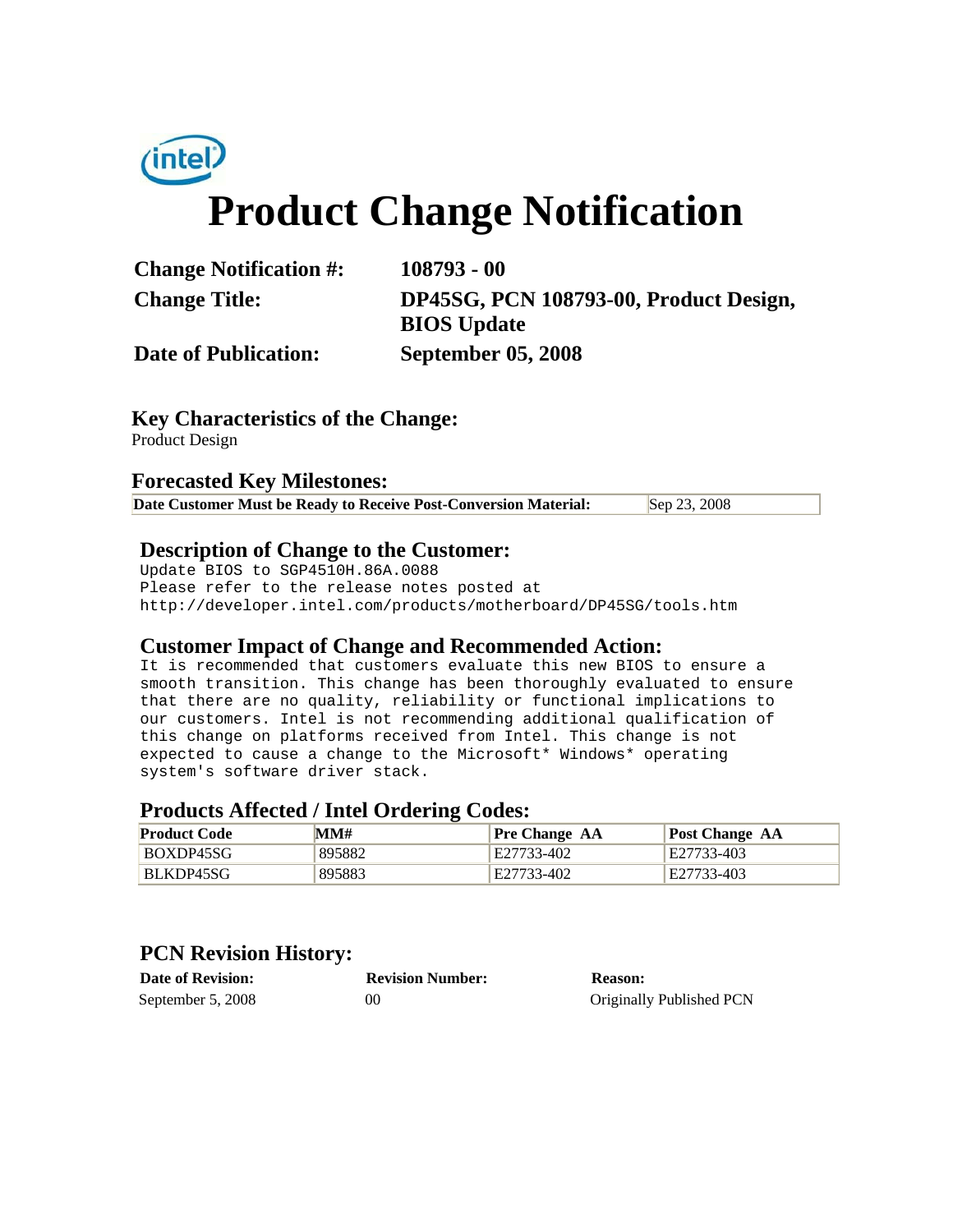intel

# Product Change Notification

**Change Notification #:** 108793 - 00

**Change Title:** DP45SG, PCN 108793-00, Product Design, BIOS Update

**Date of Publication:** September 05, 2008

## Key Characteristics of the Change:

Product Design

## Forecasted Key Milestones:

| | |
|---|---|
| **Date Customer Must be Ready to Receive Post-Conversion Material:** | Sep 23, 2008 |

## Description of Change to the Customer:

Update BIOS to SGP4510H.86A.0088
Please refer to the release notes posted at
http://developer.intel.com/products/motherboard/DP45SG/tools.htm

## Customer Impact of Change and Recommended Action:

It is recommended that customers evaluate this new BIOS to ensure a smooth transition. This change has been thoroughly evaluated to ensure that there are no quality, reliability or functional implications to our customers. Intel is not recommending additional qualification of this change on platforms received from Intel. This change is not expected to cause a change to the Microsoft* Windows* operating system's software driver stack.

## Products Affected / Intel Ordering Codes:

| Product Code | MM# | Pre Change AA | Post Change AA |
|---|---|---|---|
| BOXDP45SG | 895882 | E27733-402 | E27733-403 |
| BLKDP45SG | 895883 | E27733-402 | E27733-403 |

## PCN Revision History:

| Date of Revision: | Revision Number: | Reason: |
|---|---|---|
| September 5, 2008 | 00 | Originally Published PCN |